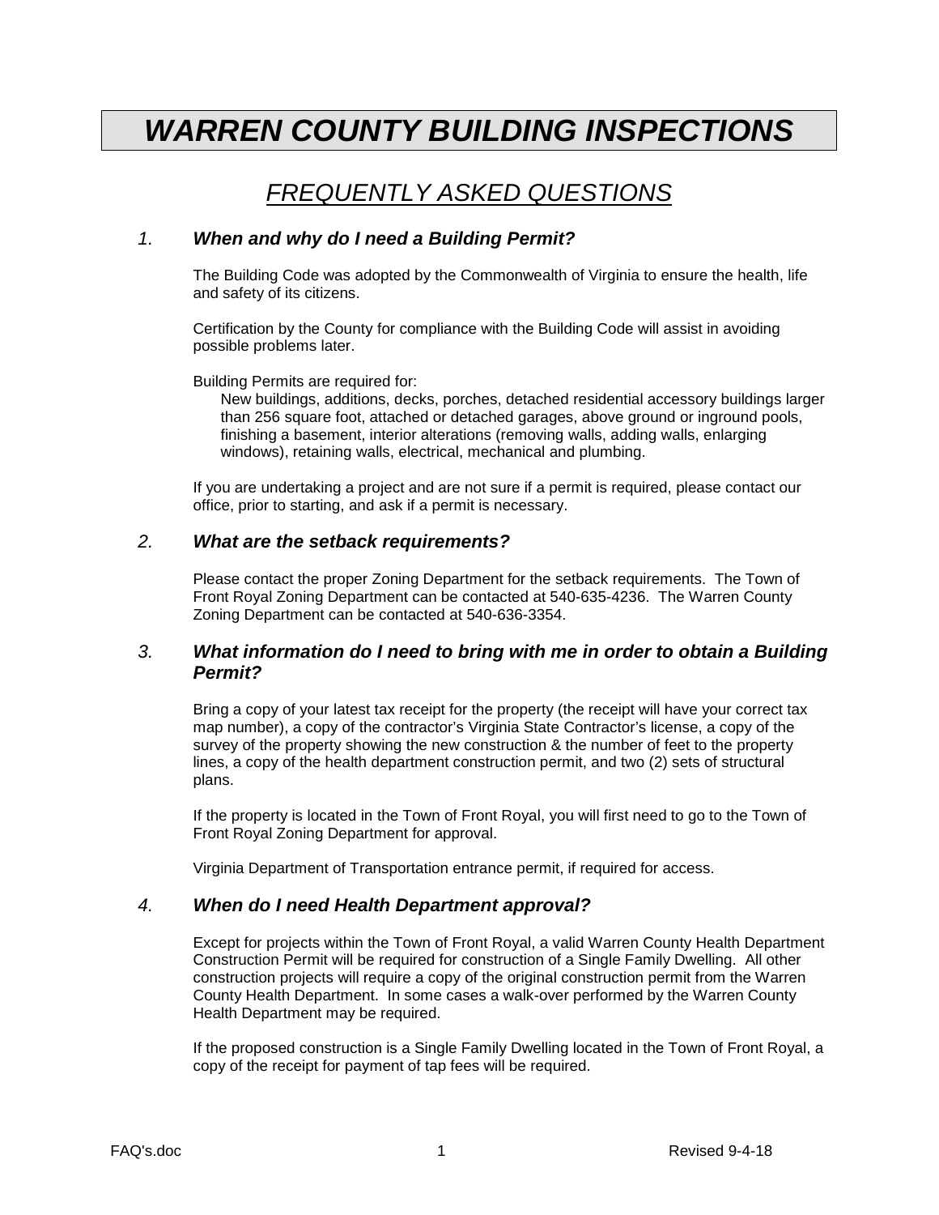# *WARREN COUNTY BUILDING INSPECTIONS*

## *FREQUENTLY ASKED QUESTIONS*

### *1. When and why do I need a Building Permit?*

The Building Code was adopted by the Commonwealth of Virginia to ensure the health, life and safety of its citizens.

Certification by the County for compliance with the Building Code will assist in avoiding possible problems later.

Building Permits are required for:

New buildings, additions, decks, porches, detached residential accessory buildings larger than 256 square foot, attached or detached garages, above ground or inground pools, finishing a basement, interior alterations (removing walls, adding walls, enlarging windows), retaining walls, electrical, mechanical and plumbing.

If you are undertaking a project and are not sure if a permit is required, please contact our office, prior to starting, and ask if a permit is necessary.

### *2. What are the setback requirements?*

Please contact the proper Zoning Department for the setback requirements. The Town of Front Royal Zoning Department can be contacted at 540-635-4236. The Warren County Zoning Department can be contacted at 540-636-3354.

### *3. What information do I need to bring with me in order to obtain a Building Permit?*

Bring a copy of your latest tax receipt for the property (the receipt will have your correct tax map number), a copy of the contractor's Virginia State Contractor's license, a copy of the survey of the property showing the new construction & the number of feet to the property lines, a copy of the health department construction permit, and two (2) sets of structural plans.

If the property is located in the Town of Front Royal, you will first need to go to the Town of Front Royal Zoning Department for approval.

Virginia Department of Transportation entrance permit, if required for access.

### *4. When do I need Health Department approval?*

Except for projects within the Town of Front Royal, a valid Warren County Health Department Construction Permit will be required for construction of a Single Family Dwelling. All other construction projects will require a copy of the original construction permit from the Warren County Health Department. In some cases a walk-over performed by the Warren County Health Department may be required.

If the proposed construction is a Single Family Dwelling located in the Town of Front Royal, a copy of the receipt for payment of tap fees will be required.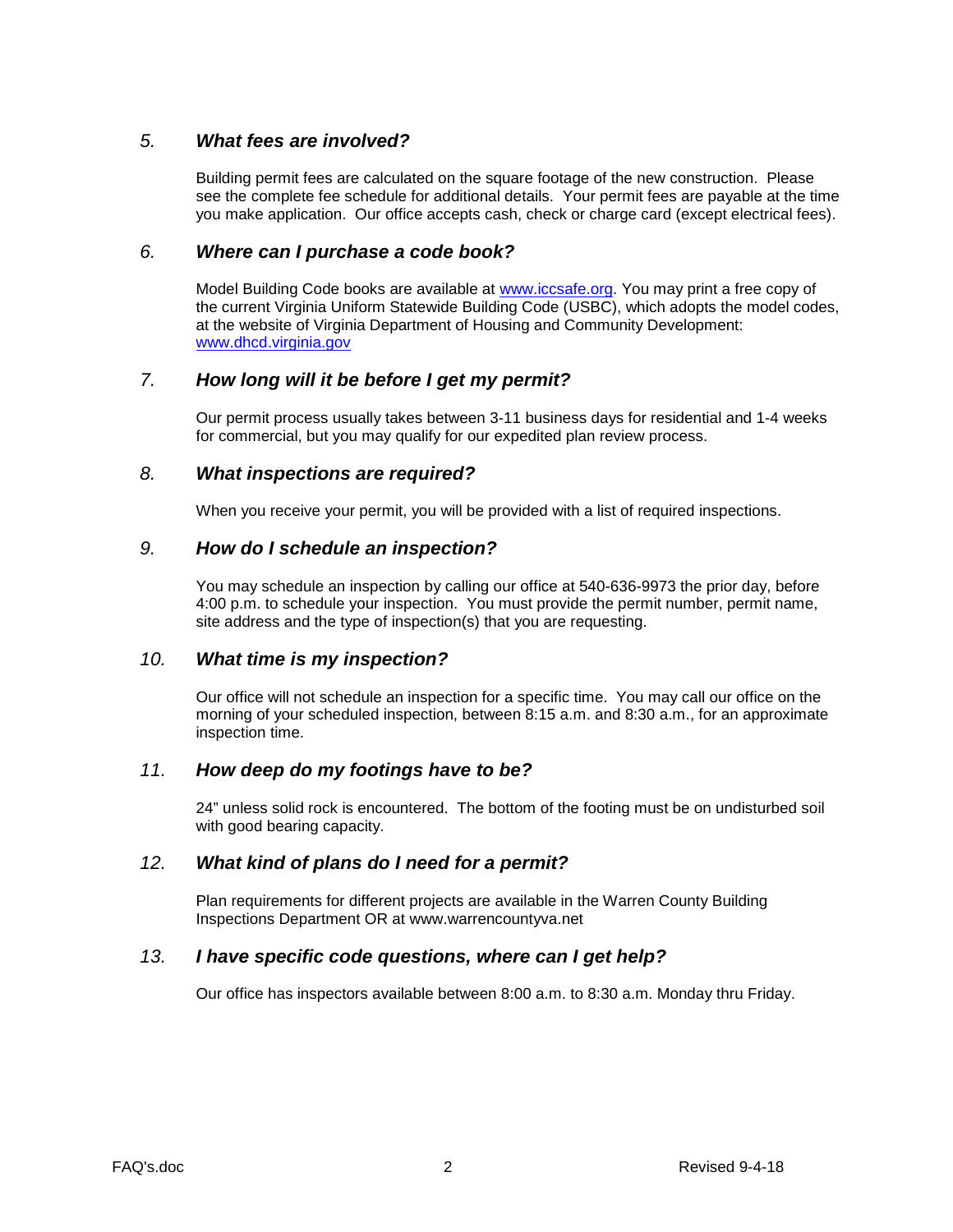### *5. What fees are involved?*

Building permit fees are calculated on the square footage of the new construction. Please see the complete fee schedule for additional details. Your permit fees are payable at the time you make application. Our office accepts cash, check or charge card (except electrical fees).

### *6. Where can I purchase a code book?*

Model Building Code books are available at [www.iccsafe.org](http://www.iccsafe.org). You may print a free copy of the current Virginia Uniform Statewide Building Code (USBC), which adopts the model codes, at the website of Virginia Department of Housing and Community Development: [www.dhcd.virginia.gov](http://www.dhcd.virginia.gov)

### *7. How long will it be before I get my permit?*

Our permit process usually takes between 3-11 business days for residential and 1-4 weeks for commercial, but you may qualify for our expedited plan review process.

### *8. What inspections are required?*

When you receive your permit, you will be provided with a list of required inspections.

### *9. How do I schedule an inspection?*

You may schedule an inspection by calling our office at 540-636-9973 the prior day, before 4:00 p.m. to schedule your inspection. You must provide the permit number, permit name, site address and the type of inspection(s) that you are requesting.

### *10. What time is my inspection?*

Our office will not schedule an inspection for a specific time. You may call our office on the morning of your scheduled inspection, between 8:15 a.m. and 8:30 a.m., for an approximate inspection time.

### *11. How deep do my footings have to be?*

24" unless solid rock is encountered. The bottom of the footing must be on undisturbed soil with good bearing capacity.

### *12. What kind of plans do I need for a permit?*

Plan requirements for different projects are available in the Warren County Building Inspections Department OR at www.warrencountyva.net

### *13. I have specific code questions, where can I get help?*

Our office has inspectors available between 8:00 a.m. to 8:30 a.m. Monday thru Friday.